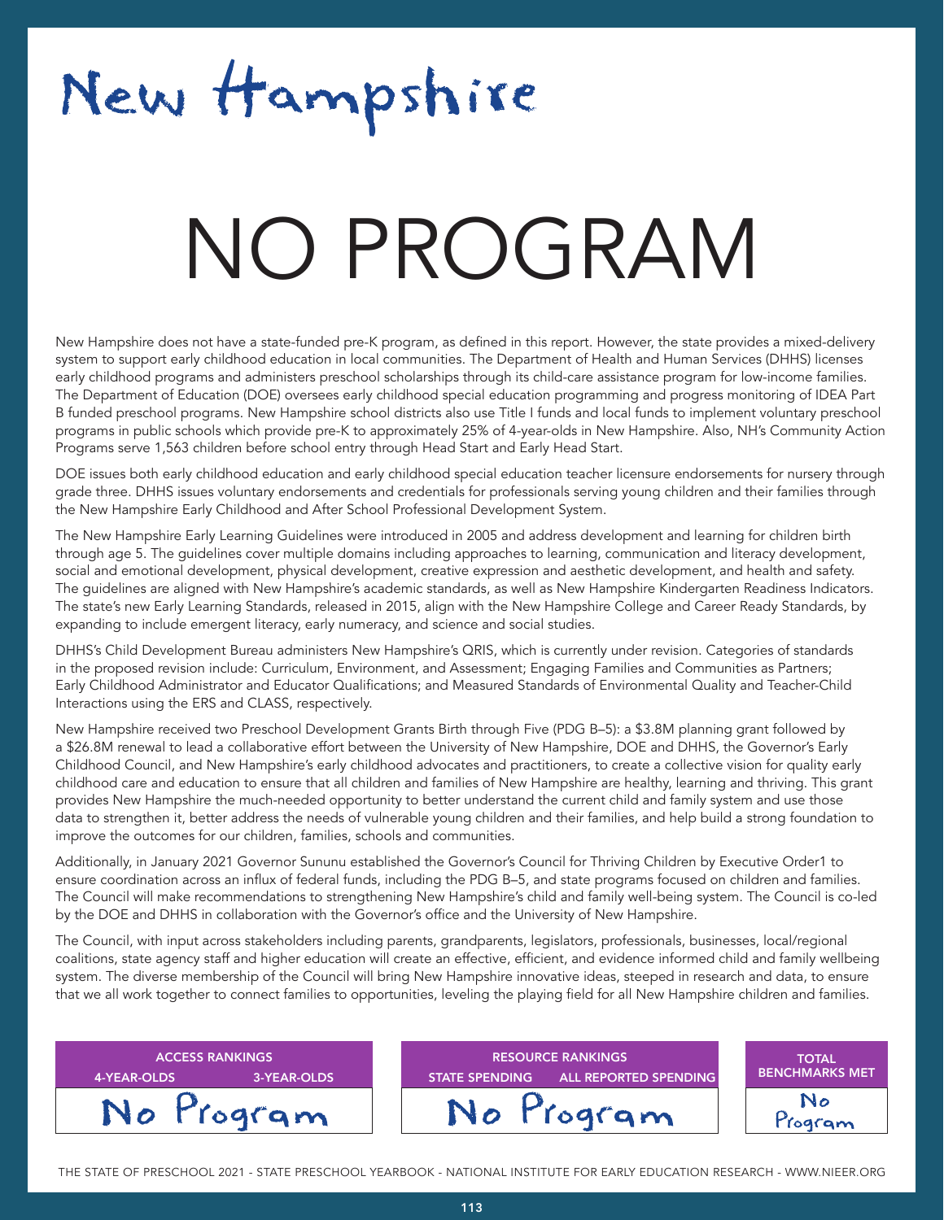# New Hampshire

# NO PROGRAM

New Hampshire does not have a state-funded pre-K program, as defined in this report. However, the state provides a mixed-delivery system to support early childhood education in local communities. The Department of Health and Human Services (DHHS) licenses early childhood programs and administers preschool scholarships through its child-care assistance program for low-income families. The Department of Education (DOE) oversees early childhood special education programming and progress monitoring of IDEA Part B funded preschool programs. New Hampshire school districts also use Title I funds and local funds to implement voluntary preschool programs in public schools which provide pre-K to approximately 25% of 4-year-olds in New Hampshire. Also, NH's Community Action Programs serve 1,563 children before school entry through Head Start and Early Head Start.

DOE issues both early childhood education and early childhood special education teacher licensure endorsements for nursery through grade three. DHHS issues voluntary endorsements and credentials for professionals serving young children and their families through the New Hampshire Early Childhood and After School Professional Development System.

The New Hampshire Early Learning Guidelines were introduced in 2005 and address development and learning for children birth through age 5. The guidelines cover multiple domains including approaches to learning, communication and literacy development, social and emotional development, physical development, creative expression and aesthetic development, and health and safety. The guidelines are aligned with New Hampshire's academic standards, as well as New Hampshire Kindergarten Readiness Indicators. The state's new Early Learning Standards, released in 2015, align with the New Hampshire College and Career Ready Standards, by expanding to include emergent literacy, early numeracy, and science and social studies.

DHHS's Child Development Bureau administers New Hampshire's QRIS, which is currently under revision. Categories of standards in the proposed revision include: Curriculum, Environment, and Assessment; Engaging Families and Communities as Partners; Early Childhood Administrator and Educator Qualifications; and Measured Standards of Environmental Quality and Teacher-Child Interactions using the ERS and CLASS, respectively.

New Hampshire received two Preschool Development Grants Birth through Five (PDG B–5): a $3.8M planning grant followed by a $26.8M renewal to lead a collaborative effort between the University of New Hampshire, DOE and DHHS, the Governor's Early Childhood Council, and New Hampshire's early childhood advocates and practitioners, to create a collective vision for quality early childhood care and education to ensure that all children and families of New Hampshire are healthy, learning and thriving. This grant provides New Hampshire the much-needed opportunity to better understand the current child and family system and use those data to strengthen it, better address the needs of vulnerable young children and their families, and help build a strong foundation to improve the outcomes for our children, families, schools and communities.

Additionally, in January 2021 Governor Sununu established the Governor's Council for Thriving Children by Executive Order1 to ensure coordination across an influx of federal funds, including the PDG B–5, and state programs focused on children and families. The Council will make recommendations to strengthening New Hampshire's child and family well-being system. The Council is co-led by the DOE and DHHS in collaboration with the Governor's office and the University of New Hampshire.

The Council, with input across stakeholders including parents, grandparents, legislators, professionals, businesses, local/regional coalitions, state agency staff and higher education will create an effective, efficient, and evidence informed child and family wellbeing system. The diverse membership of the Council will bring New Hampshire innovative ideas, steeped in research and data, to ensure that we all work together to connect families to opportunities, leveling the playing field for all New Hampshire children and families.

| ACCESS RANKINGS | |
| --- | --- |
| 4-YEAR-OLDS | 3-YEAR-OLDS |
| No Program | |

| RESOURCE RANKINGS | |
| --- | --- |
| STATE SPENDING | ALL REPORTED SPENDING |
| No Program | |

| TOTAL BENCHMARKS MET |
| --- |
| No Program |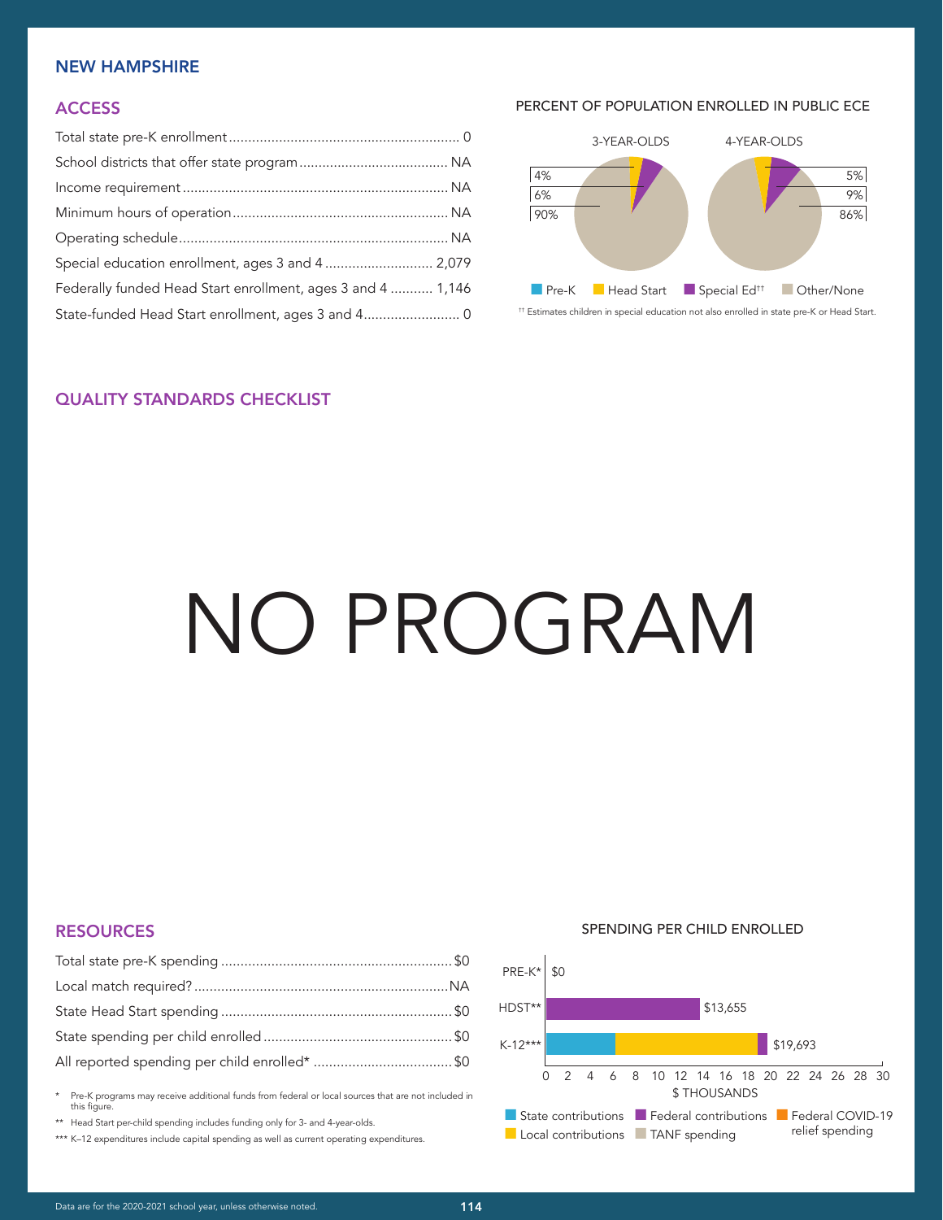## NEW HAMPSHIRE

### ACCESS

| | |
|---|---|
| Total state pre-K enrollment | 0 |
| School districts that offer state program | NA |
| Income requirement | NA |
| Minimum hours of operation | NA |
| Operating schedule | NA |
| Special education enrollment, ages 3 and 4 | 2,079 |
| Federally funded Head Start enrollment, ages 3 and 4 | 1,146 |
| State-funded Head Start enrollment, ages 3 and 4 | 0 |

PERCENT OF POPULATION ENROLLED IN PUBLIC ECE

3-YEAR-OLDS

4%
6%
90%

4-YEAR-OLDS

5%
9%
86%

Pre-K
Head Start
Special Ed[††]
Other/None

[††] Estimates children in special education not also enrolled in state pre-K or Head Start.

### QUALITY STANDARDS CHECKLIST

# NO PROGRAM

### RESOURCES

| | |
|---|---|
| Total state pre-K spending | $0 |
| Local match required? | NA |
| State Head Start spending | $0 |
| State spending per child enrolled | $0 |
| All reported spending per child enrolled* | $0 |

\* Pre-K programs may receive additional funds from federal or local sources that are not included in this figure.

\** Head Start per-child spending includes funding only for 3- and 4-year-olds.

\*** K–12 expenditures include capital spending as well as current operating expenditures.

SPENDING PER CHILD ENROLLED

PRE-K* $0
HDST** $13,655
K-12*** $19,693

0 2 4 6 8 10 12 14 16 18 20 22 24 26 28 30
$ THOUSANDS

State contributions
Local contributions
Federal contributions
TANF spending
Federal COVID-19 relief spending

Data are for the 2020-2021 school year, unless otherwise noted.